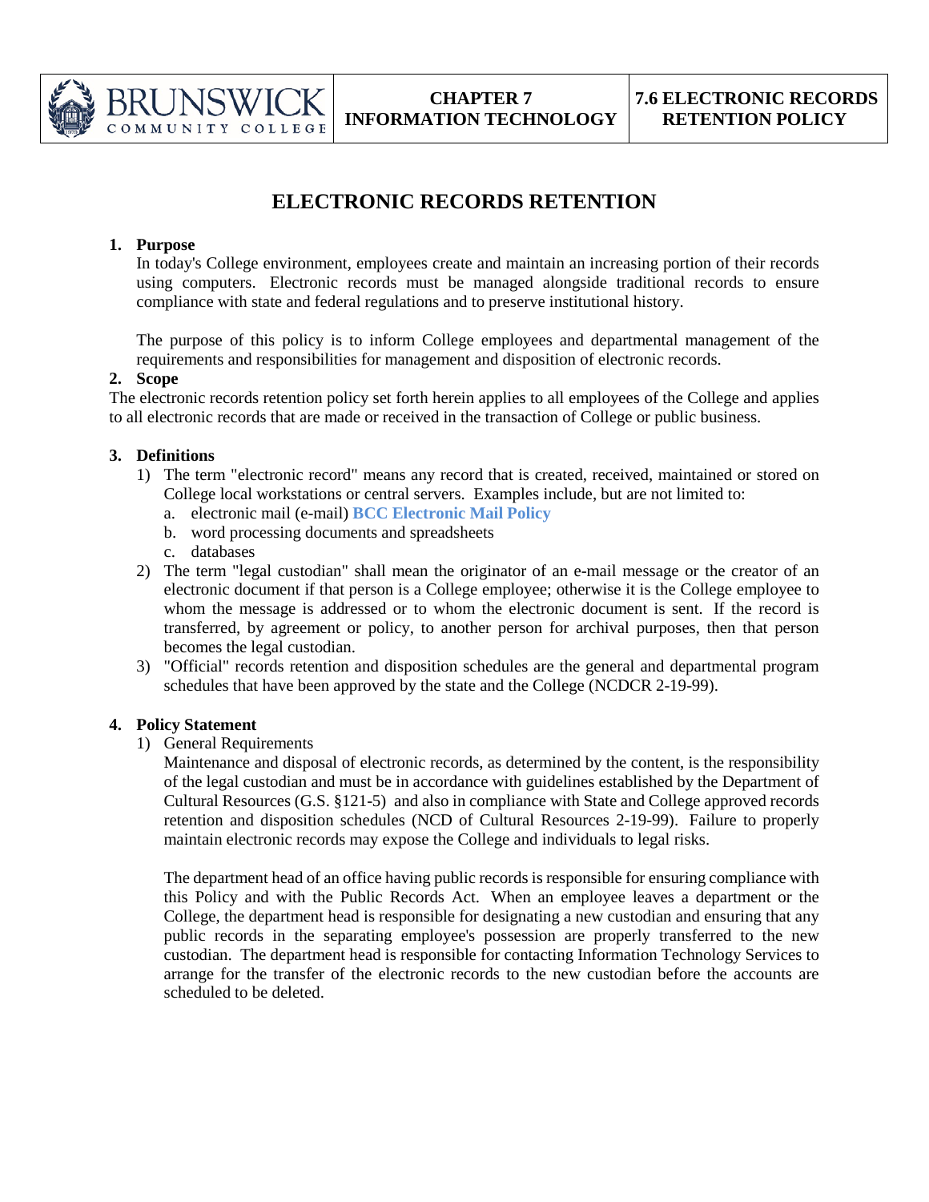# ELECTRONIC RECORDS RETENTION

**1. Purpose**

In today's College environment, employees create and maintain an increasing portion of their records using computers. Electronic records must be managed alongside traditional records to ensure compliance with state and federal regulations and to preserve institutional history.

The purpose of this policy is to inform College employees and departmental management of the requirements and responsibilities for management and disposition of electronic records.

**2. Scope**

The electronic records retention policy set forth herein applies to all employees of the College and applies to all electronic records that are made or received in the transaction of College or public business.

**3. Definitions**

1) The term "electronic record" means any record that is created, received, maintained or stored on College local workstations or central servers. Examples include, but are not limited to:
   a. electronic mail (e-mail) **BCC Electronic Mail Policy**
   b. word processing documents and spreadsheets
   c. databases
2) The term "legal custodian" shall mean the originator of an e-mail message or the creator of an electronic document if that person is a College employee; otherwise it is the College employee to whom the message is addressed or to whom the electronic document is sent. If the record is transferred, by agreement or policy, to another person for archival purposes, then that person becomes the legal custodian.
3) "Official" records retention and disposition schedules are the general and departmental program schedules that have been approved by the state and the College (NCDCR 2-19-99).

**4. Policy Statement**

1) General Requirements

   Maintenance and disposal of electronic records, as determined by the content, is the responsibility of the legal custodian and must be in accordance with guidelines established by the Department of Cultural Resources (G.S. §121-5) and also in compliance with State and College approved records retention and disposition schedules (NCD of Cultural Resources 2-19-99). Failure to properly maintain electronic records may expose the College and individuals to legal risks.

   The department head of an office having public records is responsible for ensuring compliance with this Policy and with the Public Records Act. When an employee leaves a department or the College, the department head is responsible for designating a new custodian and ensuring that any public records in the separating employee's possession are properly transferred to the new custodian. The department head is responsible for contacting Information Technology Services to arrange for the transfer of the electronic records to the new custodian before the accounts are scheduled to be deleted.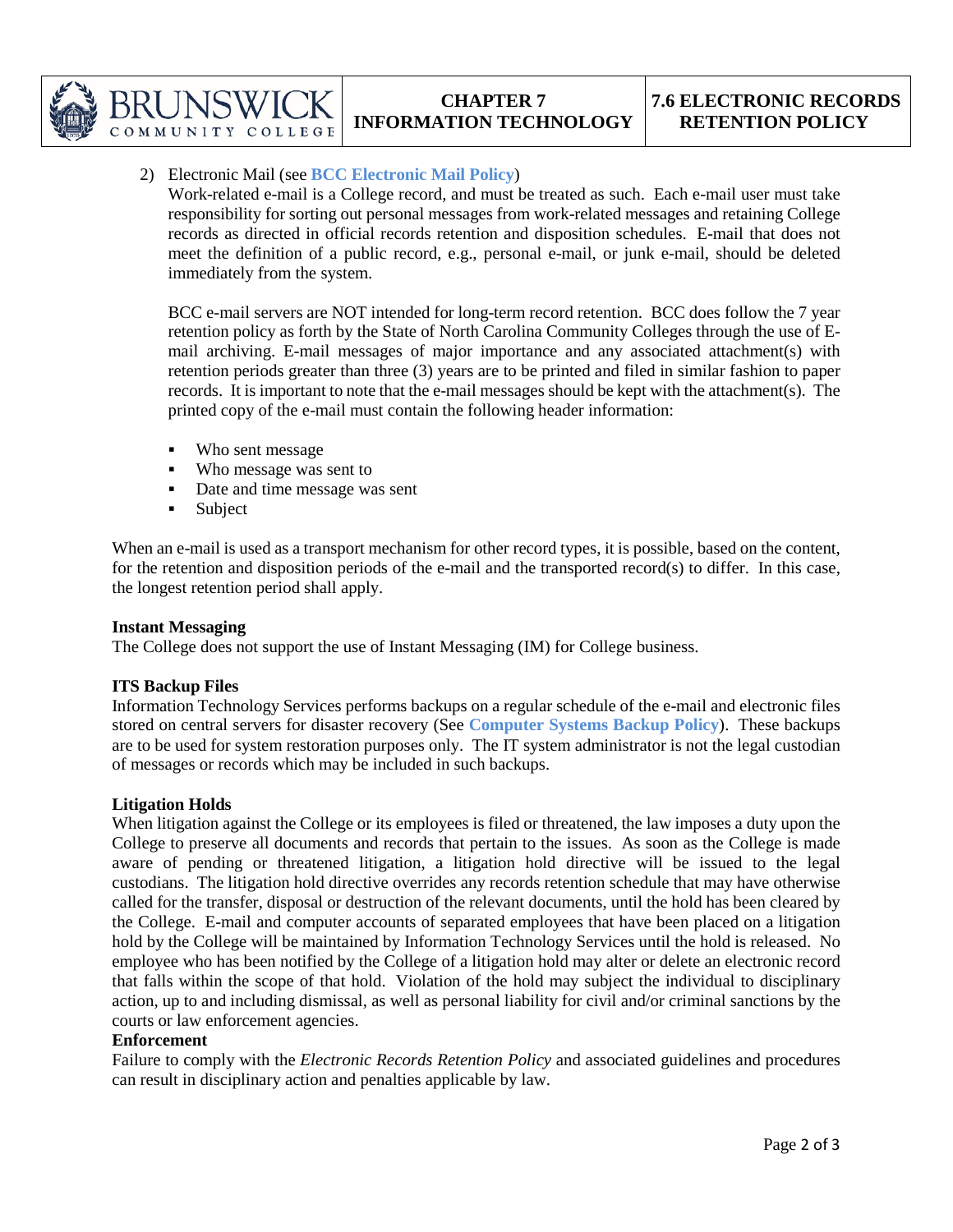2) Electronic Mail (see **BCC Electronic Mail Policy**)

   Work-related e-mail is a College record, and must be treated as such. Each e-mail user must take responsibility for sorting out personal messages from work-related messages and retaining College records as directed in official records retention and disposition schedules. E-mail that does not meet the definition of a public record, e.g., personal e-mail, or junk e-mail, should be deleted immediately from the system.

   BCC e-mail servers are NOT intended for long-term record retention. BCC does follow the 7 year retention policy as forth by the State of North Carolina Community Colleges through the use of E-mail archiving. E-mail messages of major importance and any associated attachment(s) with retention periods greater than three (3) years are to be printed and filed in similar fashion to paper records. It is important to note that the e-mail messages should be kept with the attachment(s). The printed copy of the e-mail must contain the following header information:

   - Who sent message
   - Who message was sent to
   - Date and time message was sent
   - Subject

When an e-mail is used as a transport mechanism for other record types, it is possible, based on the content, for the retention and disposition periods of the e-mail and the transported record(s) to differ. In this case, the longest retention period shall apply.

**Instant Messaging**

The College does not support the use of Instant Messaging (IM) for College business.

**ITS Backup Files**

Information Technology Services performs backups on a regular schedule of the e-mail and electronic files stored on central servers for disaster recovery (See **Computer Systems Backup Policy**). These backups are to be used for system restoration purposes only. The IT system administrator is not the legal custodian of messages or records which may be included in such backups.

**Litigation Holds**

When litigation against the College or its employees is filed or threatened, the law imposes a duty upon the College to preserve all documents and records that pertain to the issues. As soon as the College is made aware of pending or threatened litigation, a litigation hold directive will be issued to the legal custodians. The litigation hold directive overrides any records retention schedule that may have otherwise called for the transfer, disposal or destruction of the relevant documents, until the hold has been cleared by the College. E-mail and computer accounts of separated employees that have been placed on a litigation hold by the College will be maintained by Information Technology Services until the hold is released. No employee who has been notified by the College of a litigation hold may alter or delete an electronic record that falls within the scope of that hold. Violation of the hold may subject the individual to disciplinary action, up to and including dismissal, as well as personal liability for civil and/or criminal sanctions by the courts or law enforcement agencies.

**Enforcement**

Failure to comply with the *Electronic Records Retention Policy* and associated guidelines and procedures can result in disciplinary action and penalties applicable by law.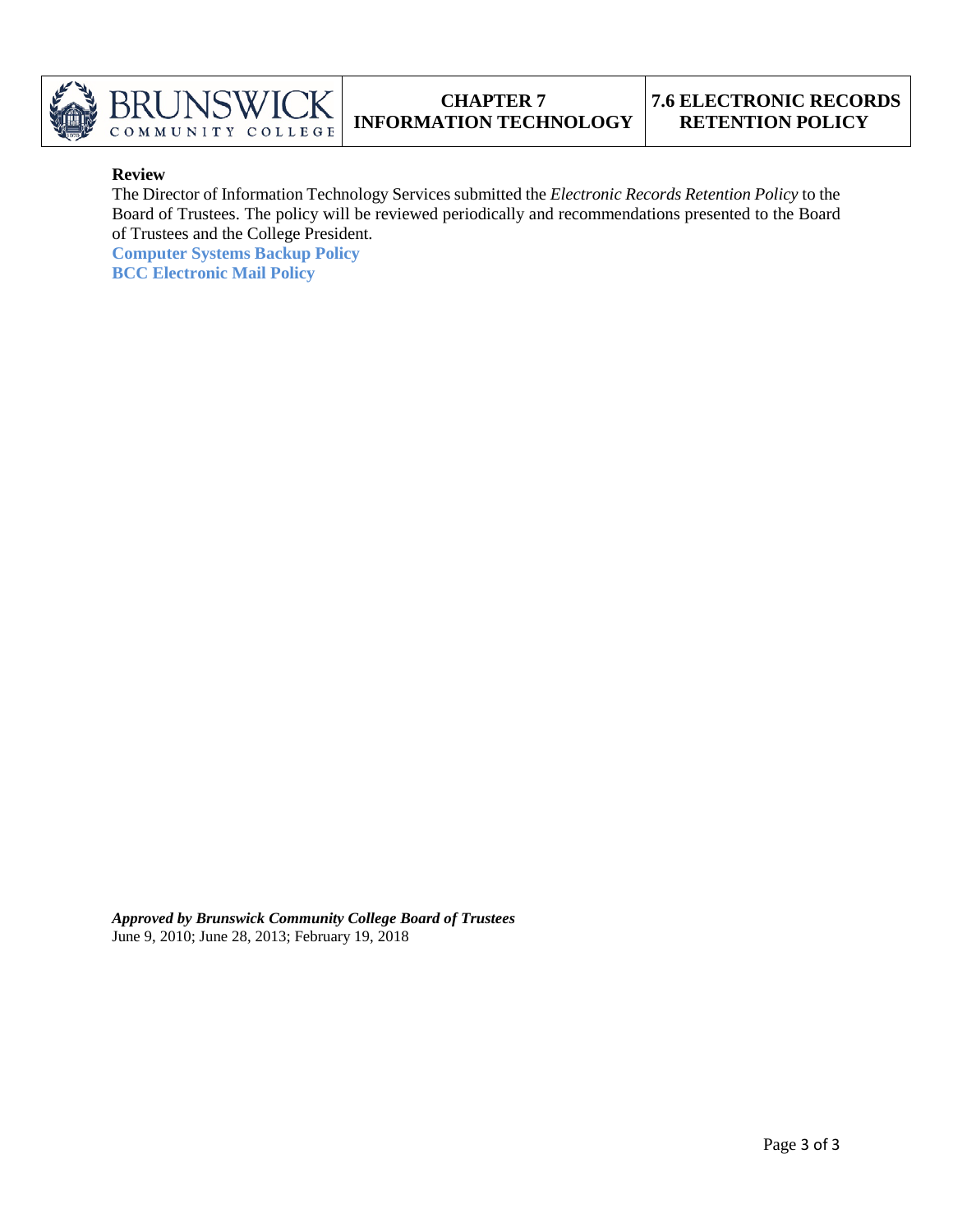**Review**

The Director of Information Technology Services submitted the *Electronic Records Retention Policy* to the Board of Trustees. The policy will be reviewed periodically and recommendations presented to the Board of Trustees and the College President.

**Computer Systems Backup Policy**

**BCC Electronic Mail Policy**

***Approved by Brunswick Community College Board of Trustees***

June 9, 2010; June 28, 2013; February 19, 2018